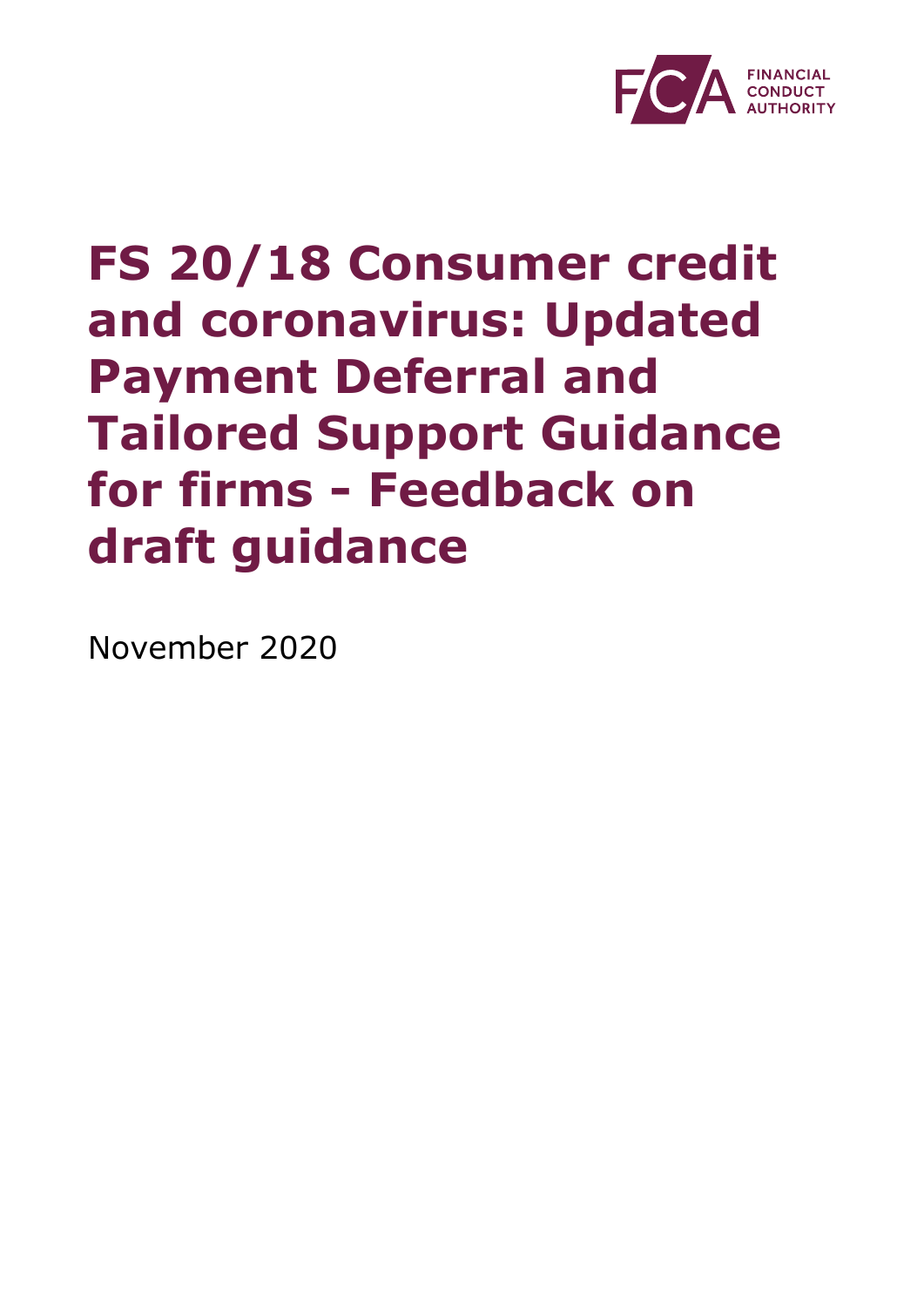# FS 20/18 Consumer credit and coronavirus: Updated Payment Deferral and Tailored Support Guidance for firms - Feedback on draft guidance

November 2020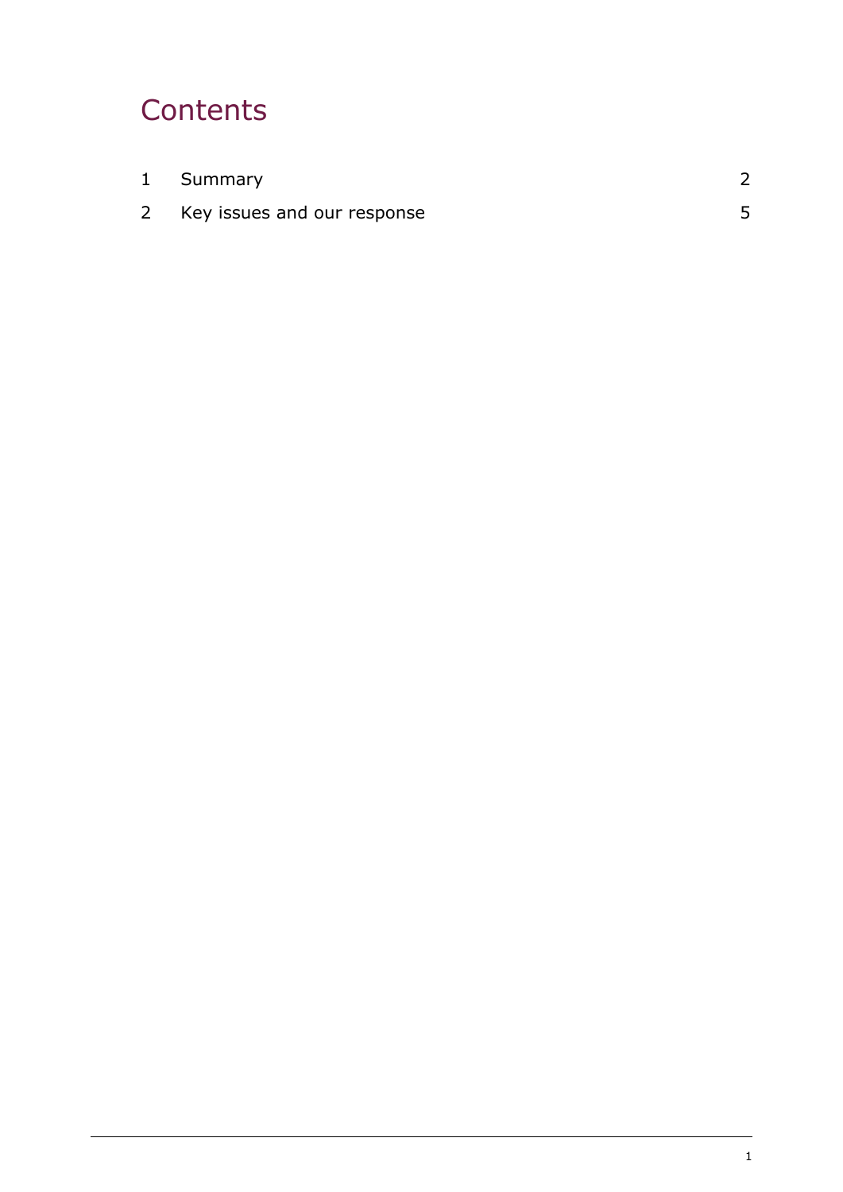# Contents

| | | |
|---|---|---|
| 1 | Summary | 2 |
| 2 | Key issues and our response | 5 |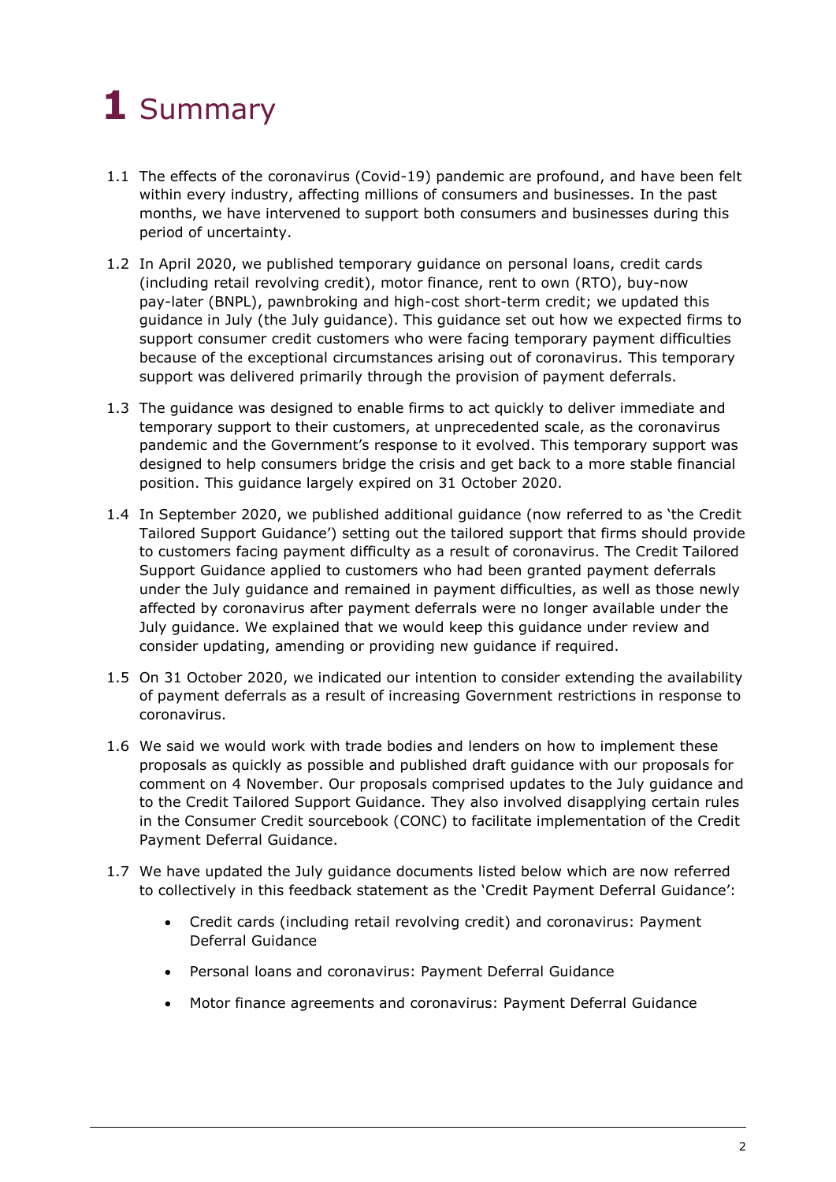# 1 Summary

1.1 The effects of the coronavirus (Covid-19) pandemic are profound, and have been felt within every industry, affecting millions of consumers and businesses. In the past months, we have intervened to support both consumers and businesses during this period of uncertainty.

1.2 In April 2020, we published temporary guidance on personal loans, credit cards (including retail revolving credit), motor finance, rent to own (RTO), buy-now pay-later (BNPL), pawnbroking and high-cost short-term credit; we updated this guidance in July (the July guidance). This guidance set out how we expected firms to support consumer credit customers who were facing temporary payment difficulties because of the exceptional circumstances arising out of coronavirus. This temporary support was delivered primarily through the provision of payment deferrals.

1.3 The guidance was designed to enable firms to act quickly to deliver immediate and temporary support to their customers, at unprecedented scale, as the coronavirus pandemic and the Government's response to it evolved. This temporary support was designed to help consumers bridge the crisis and get back to a more stable financial position. This guidance largely expired on 31 October 2020.

1.4 In September 2020, we published additional guidance (now referred to as 'the Credit Tailored Support Guidance') setting out the tailored support that firms should provide to customers facing payment difficulty as a result of coronavirus. The Credit Tailored Support Guidance applied to customers who had been granted payment deferrals under the July guidance and remained in payment difficulties, as well as those newly affected by coronavirus after payment deferrals were no longer available under the July guidance. We explained that we would keep this guidance under review and consider updating, amending or providing new guidance if required.

1.5 On 31 October 2020, we indicated our intention to consider extending the availability of payment deferrals as a result of increasing Government restrictions in response to coronavirus.

1.6 We said we would work with trade bodies and lenders on how to implement these proposals as quickly as possible and published draft guidance with our proposals for comment on 4 November. Our proposals comprised updates to the July guidance and to the Credit Tailored Support Guidance. They also involved disapplying certain rules in the Consumer Credit sourcebook (CONC) to facilitate implementation of the Credit Payment Deferral Guidance.

1.7 We have updated the July guidance documents listed below which are now referred to collectively in this feedback statement as the 'Credit Payment Deferral Guidance':

- Credit cards (including retail revolving credit) and coronavirus: Payment Deferral Guidance
- Personal loans and coronavirus: Payment Deferral Guidance
- Motor finance agreements and coronavirus: Payment Deferral Guidance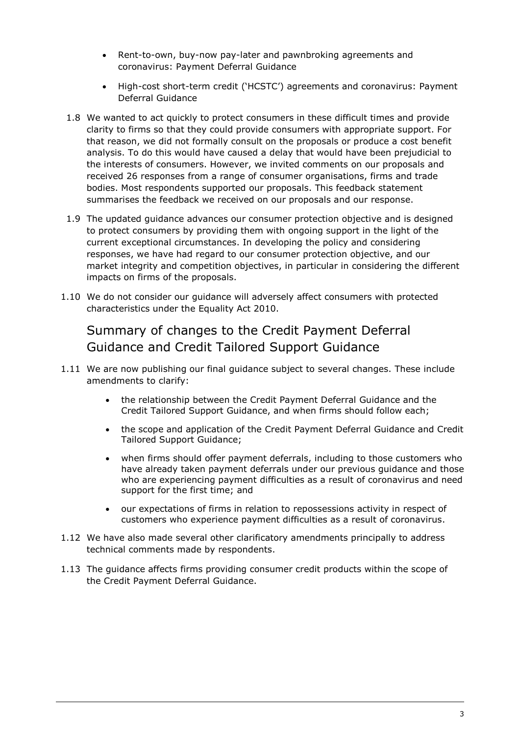- Rent-to-own, buy-now pay-later and pawnbroking agreements and coronavirus: Payment Deferral Guidance
- High-cost short-term credit ('HCSTC') agreements and coronavirus: Payment Deferral Guidance

1.8 We wanted to act quickly to protect consumers in these difficult times and provide clarity to firms so that they could provide consumers with appropriate support. For that reason, we did not formally consult on the proposals or produce a cost benefit analysis. To do this would have caused a delay that would have been prejudicial to the interests of consumers. However, we invited comments on our proposals and received 26 responses from a range of consumer organisations, firms and trade bodies. Most respondents supported our proposals. This feedback statement summarises the feedback we received on our proposals and our response.

1.9 The updated guidance advances our consumer protection objective and is designed to protect consumers by providing them with ongoing support in the light of the current exceptional circumstances. In developing the policy and considering responses, we have had regard to our consumer protection objective, and our market integrity and competition objectives, in particular in considering the different impacts on firms of the proposals.

1.10 We do not consider our guidance will adversely affect consumers with protected characteristics under the Equality Act 2010.

## Summary of changes to the Credit Payment Deferral Guidance and Credit Tailored Support Guidance

1.11 We are now publishing our final guidance subject to several changes. These include amendments to clarify:

- the relationship between the Credit Payment Deferral Guidance and the Credit Tailored Support Guidance, and when firms should follow each;
- the scope and application of the Credit Payment Deferral Guidance and Credit Tailored Support Guidance;
- when firms should offer payment deferrals, including to those customers who have already taken payment deferrals under our previous guidance and those who are experiencing payment difficulties as a result of coronavirus and need support for the first time; and
- our expectations of firms in relation to repossessions activity in respect of customers who experience payment difficulties as a result of coronavirus.

1.12 We have also made several other clarificatory amendments principally to address technical comments made by respondents.

1.13 The guidance affects firms providing consumer credit products within the scope of the Credit Payment Deferral Guidance.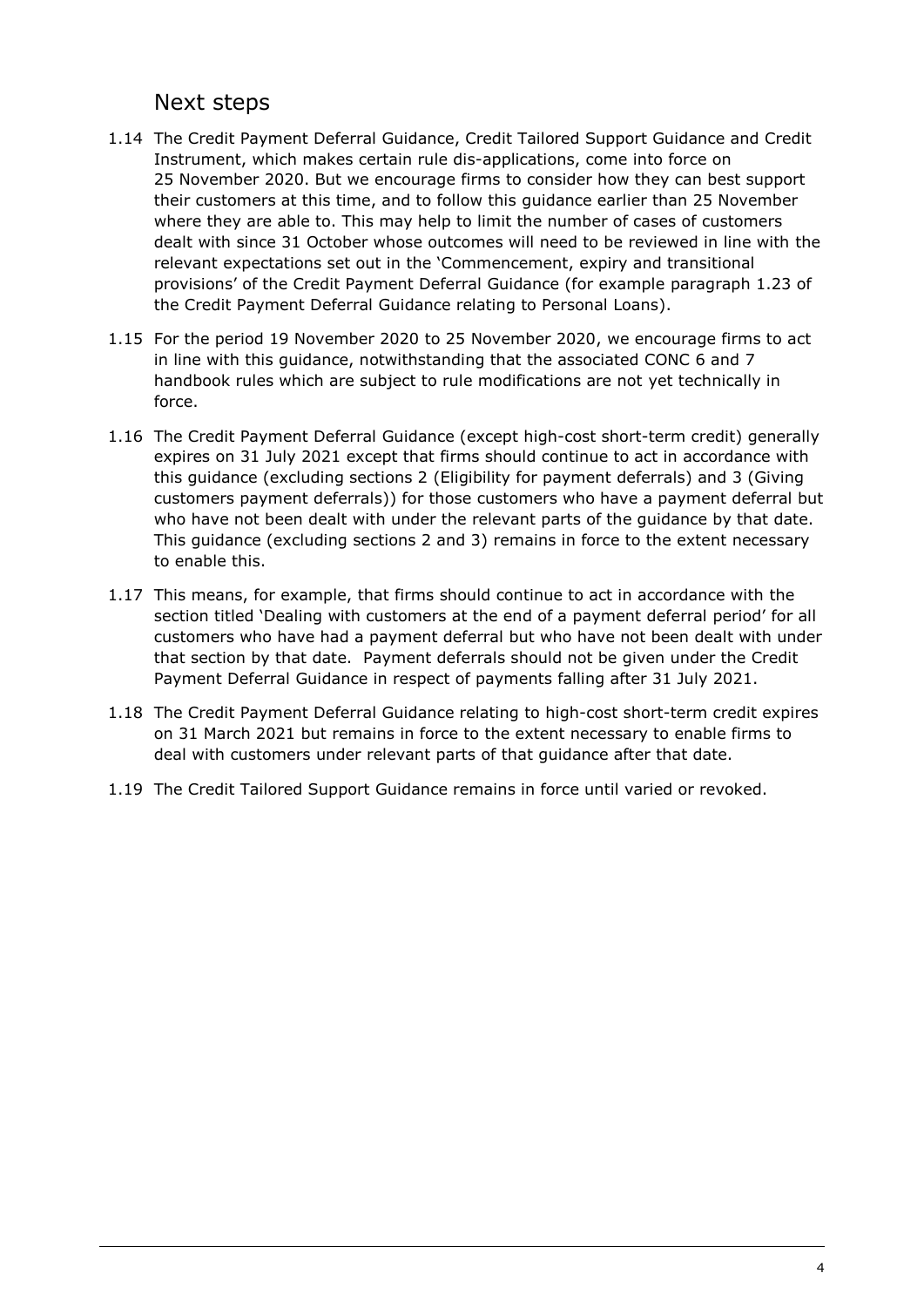## Next steps

1.14 The Credit Payment Deferral Guidance, Credit Tailored Support Guidance and Credit Instrument, which makes certain rule dis-applications, come into force on 25 November 2020. But we encourage firms to consider how they can best support their customers at this time, and to follow this guidance earlier than 25 November where they are able to. This may help to limit the number of cases of customers dealt with since 31 October whose outcomes will need to be reviewed in line with the relevant expectations set out in the 'Commencement, expiry and transitional provisions' of the Credit Payment Deferral Guidance (for example paragraph 1.23 of the Credit Payment Deferral Guidance relating to Personal Loans).

1.15 For the period 19 November 2020 to 25 November 2020, we encourage firms to act in line with this guidance, notwithstanding that the associated CONC 6 and 7 handbook rules which are subject to rule modifications are not yet technically in force.

1.16 The Credit Payment Deferral Guidance (except high-cost short-term credit) generally expires on 31 July 2021 except that firms should continue to act in accordance with this guidance (excluding sections 2 (Eligibility for payment deferrals) and 3 (Giving customers payment deferrals)) for those customers who have a payment deferral but who have not been dealt with under the relevant parts of the guidance by that date. This guidance (excluding sections 2 and 3) remains in force to the extent necessary to enable this.

1.17 This means, for example, that firms should continue to act in accordance with the section titled 'Dealing with customers at the end of a payment deferral period' for all customers who have had a payment deferral but who have not been dealt with under that section by that date. Payment deferrals should not be given under the Credit Payment Deferral Guidance in respect of payments falling after 31 July 2021.

1.18 The Credit Payment Deferral Guidance relating to high-cost short-term credit expires on 31 March 2021 but remains in force to the extent necessary to enable firms to deal with customers under relevant parts of that guidance after that date.

1.19 The Credit Tailored Support Guidance remains in force until varied or revoked.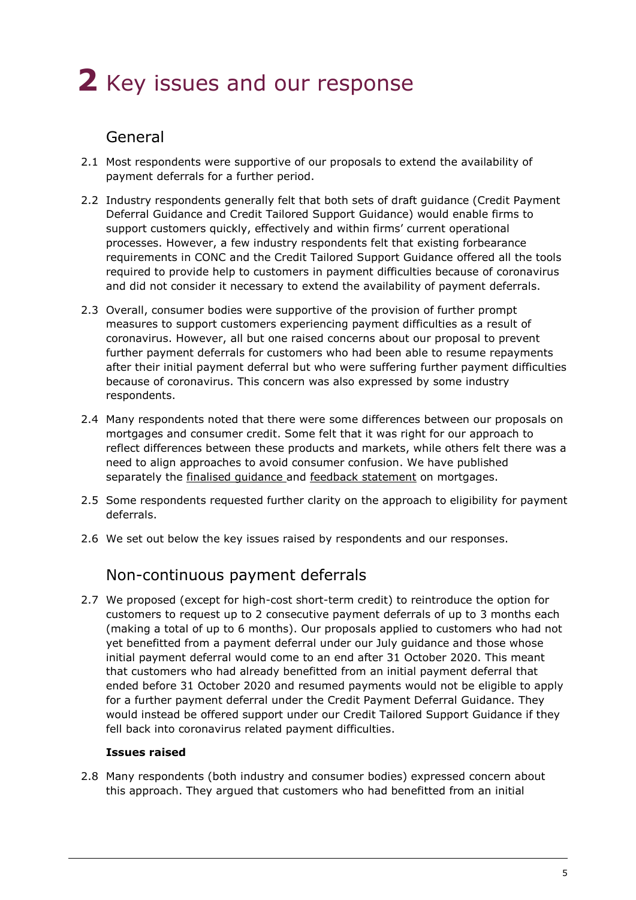# 2 Key issues and our response

## General

2.1 Most respondents were supportive of our proposals to extend the availability of payment deferrals for a further period.

2.2 Industry respondents generally felt that both sets of draft guidance (Credit Payment Deferral Guidance and Credit Tailored Support Guidance) would enable firms to support customers quickly, effectively and within firms' current operational processes. However, a few industry respondents felt that existing forbearance requirements in CONC and the Credit Tailored Support Guidance offered all the tools required to provide help to customers in payment difficulties because of coronavirus and did not consider it necessary to extend the availability of payment deferrals.

2.3 Overall, consumer bodies were supportive of the provision of further prompt measures to support customers experiencing payment difficulties as a result of coronavirus. However, all but one raised concerns about our proposal to prevent further payment deferrals for customers who had been able to resume repayments after their initial payment deferral but who were suffering further payment difficulties because of coronavirus. This concern was also expressed by some industry respondents.

2.4 Many respondents noted that there were some differences between our proposals on mortgages and consumer credit. Some felt that it was right for our approach to reflect differences between these products and markets, while others felt there was a need to align approaches to avoid consumer confusion. We have published separately the finalised guidance and feedback statement on mortgages.

2.5 Some respondents requested further clarity on the approach to eligibility for payment deferrals.

2.6 We set out below the key issues raised by respondents and our responses.

## Non-continuous payment deferrals

2.7 We proposed (except for high-cost short-term credit) to reintroduce the option for customers to request up to 2 consecutive payment deferrals of up to 3 months each (making a total of up to 6 months). Our proposals applied to customers who had not yet benefitted from a payment deferral under our July guidance and those whose initial payment deferral would come to an end after 31 October 2020. This meant that customers who had already benefitted from an initial payment deferral that ended before 31 October 2020 and resumed payments would not be eligible to apply for a further payment deferral under the Credit Payment Deferral Guidance. They would instead be offered support under our Credit Tailored Support Guidance if they fell back into coronavirus related payment difficulties.

**Issues raised**

2.8 Many respondents (both industry and consumer bodies) expressed concern about this approach. They argued that customers who had benefitted from an initial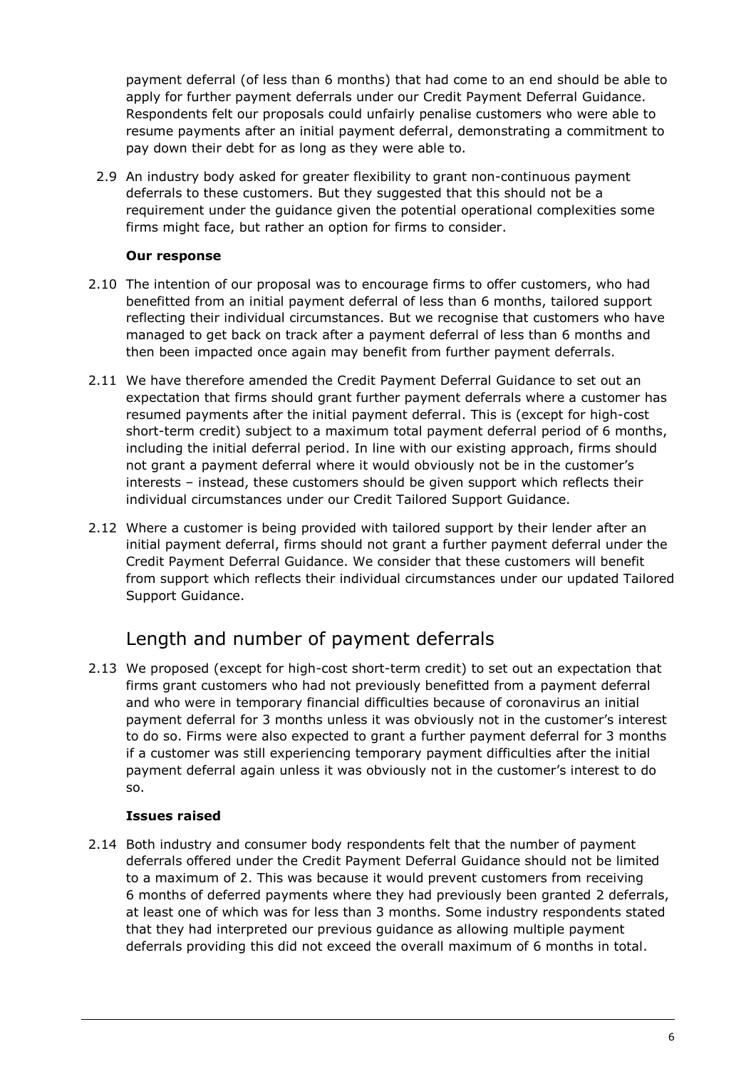payment deferral (of less than 6 months) that had come to an end should be able to apply for further payment deferrals under our Credit Payment Deferral Guidance. Respondents felt our proposals could unfairly penalise customers who were able to resume payments after an initial payment deferral, demonstrating a commitment to pay down their debt for as long as they were able to.

2.9 An industry body asked for greater flexibility to grant non-continuous payment deferrals to these customers. But they suggested that this should not be a requirement under the guidance given the potential operational complexities some firms might face, but rather an option for firms to consider.

**Our response**

2.10 The intention of our proposal was to encourage firms to offer customers, who had benefitted from an initial payment deferral of less than 6 months, tailored support reflecting their individual circumstances. But we recognise that customers who have managed to get back on track after a payment deferral of less than 6 months and then been impacted once again may benefit from further payment deferrals.

2.11 We have therefore amended the Credit Payment Deferral Guidance to set out an expectation that firms should grant further payment deferrals where a customer has resumed payments after the initial payment deferral. This is (except for high-cost short-term credit) subject to a maximum total payment deferral period of 6 months, including the initial deferral period. In line with our existing approach, firms should not grant a payment deferral where it would obviously not be in the customer's interests – instead, these customers should be given support which reflects their individual circumstances under our Credit Tailored Support Guidance.

2.12 Where a customer is being provided with tailored support by their lender after an initial payment deferral, firms should not grant a further payment deferral under the Credit Payment Deferral Guidance. We consider that these customers will benefit from support which reflects their individual circumstances under our updated Tailored Support Guidance.

## Length and number of payment deferrals

2.13 We proposed (except for high-cost short-term credit) to set out an expectation that firms grant customers who had not previously benefitted from a payment deferral and who were in temporary financial difficulties because of coronavirus an initial payment deferral for 3 months unless it was obviously not in the customer's interest to do so. Firms were also expected to grant a further payment deferral for 3 months if a customer was still experiencing temporary payment difficulties after the initial payment deferral again unless it was obviously not in the customer's interest to do so.

**Issues raised**

2.14 Both industry and consumer body respondents felt that the number of payment deferrals offered under the Credit Payment Deferral Guidance should not be limited to a maximum of 2. This was because it would prevent customers from receiving 6 months of deferred payments where they had previously been granted 2 deferrals, at least one of which was for less than 3 months. Some industry respondents stated that they had interpreted our previous guidance as allowing multiple payment deferrals providing this did not exceed the overall maximum of 6 months in total.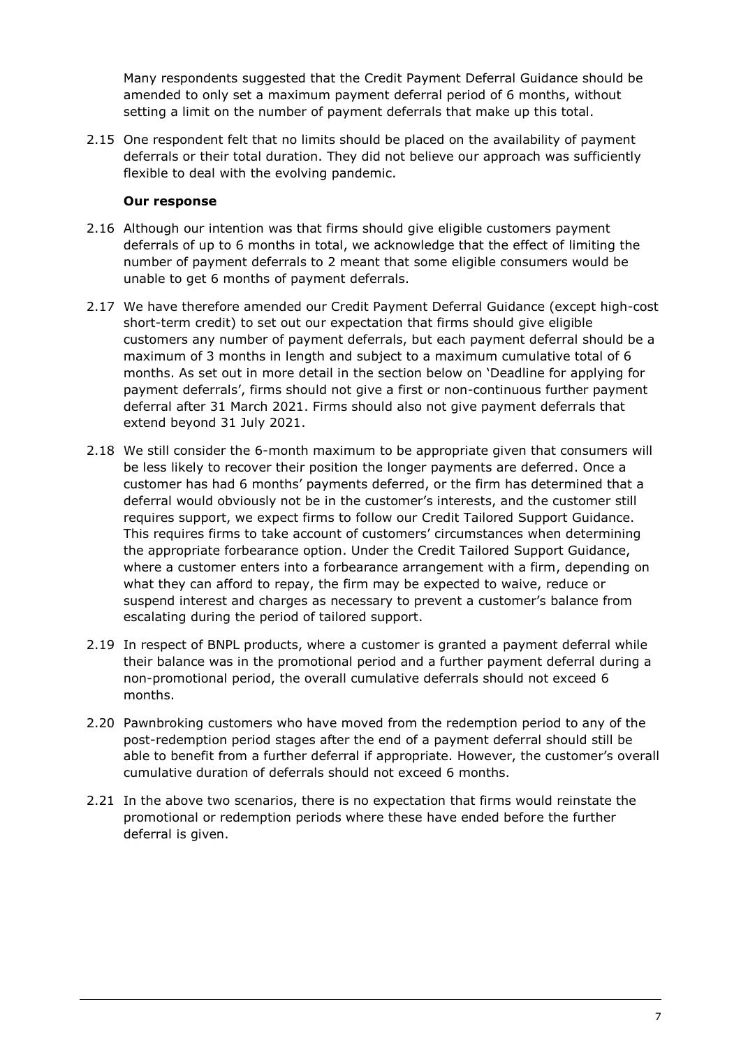Many respondents suggested that the Credit Payment Deferral Guidance should be amended to only set a maximum payment deferral period of 6 months, without setting a limit on the number of payment deferrals that make up this total.

2.15 One respondent felt that no limits should be placed on the availability of payment deferrals or their total duration. They did not believe our approach was sufficiently flexible to deal with the evolving pandemic.

**Our response**

2.16 Although our intention was that firms should give eligible customers payment deferrals of up to 6 months in total, we acknowledge that the effect of limiting the number of payment deferrals to 2 meant that some eligible consumers would be unable to get 6 months of payment deferrals.

2.17 We have therefore amended our Credit Payment Deferral Guidance (except high-cost short-term credit) to set out our expectation that firms should give eligible customers any number of payment deferrals, but each payment deferral should be a maximum of 3 months in length and subject to a maximum cumulative total of 6 months. As set out in more detail in the section below on 'Deadline for applying for payment deferrals', firms should not give a first or non-continuous further payment deferral after 31 March 2021. Firms should also not give payment deferrals that extend beyond 31 July 2021.

2.18 We still consider the 6-month maximum to be appropriate given that consumers will be less likely to recover their position the longer payments are deferred. Once a customer has had 6 months' payments deferred, or the firm has determined that a deferral would obviously not be in the customer's interests, and the customer still requires support, we expect firms to follow our Credit Tailored Support Guidance. This requires firms to take account of customers' circumstances when determining the appropriate forbearance option. Under the Credit Tailored Support Guidance, where a customer enters into a forbearance arrangement with a firm, depending on what they can afford to repay, the firm may be expected to waive, reduce or suspend interest and charges as necessary to prevent a customer's balance from escalating during the period of tailored support.

2.19 In respect of BNPL products, where a customer is granted a payment deferral while their balance was in the promotional period and a further payment deferral during a non-promotional period, the overall cumulative deferrals should not exceed 6 months.

2.20 Pawnbroking customers who have moved from the redemption period to any of the post-redemption period stages after the end of a payment deferral should still be able to benefit from a further deferral if appropriate. However, the customer's overall cumulative duration of deferrals should not exceed 6 months.

2.21 In the above two scenarios, there is no expectation that firms would reinstate the promotional or redemption periods where these have ended before the further deferral is given.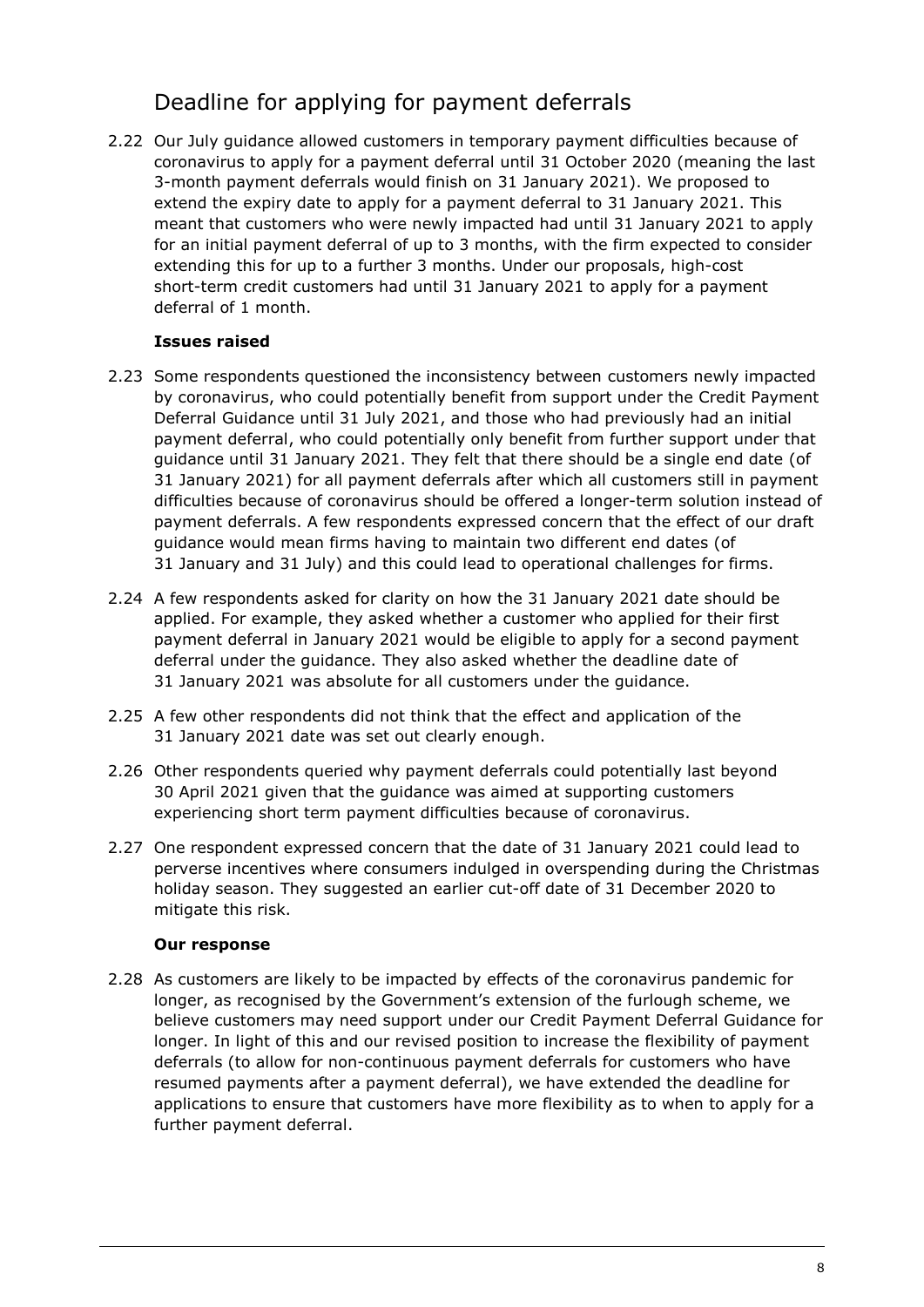## Deadline for applying for payment deferrals

2.22 Our July guidance allowed customers in temporary payment difficulties because of coronavirus to apply for a payment deferral until 31 October 2020 (meaning the last 3-month payment deferrals would finish on 31 January 2021). We proposed to extend the expiry date to apply for a payment deferral to 31 January 2021. This meant that customers who were newly impacted had until 31 January 2021 to apply for an initial payment deferral of up to 3 months, with the firm expected to consider extending this for up to a further 3 months. Under our proposals, high-cost short-term credit customers had until 31 January 2021 to apply for a payment deferral of 1 month.

**Issues raised**

2.23 Some respondents questioned the inconsistency between customers newly impacted by coronavirus, who could potentially benefit from support under the Credit Payment Deferral Guidance until 31 July 2021, and those who had previously had an initial payment deferral, who could potentially only benefit from further support under that guidance until 31 January 2021. They felt that there should be a single end date (of 31 January 2021) for all payment deferrals after which all customers still in payment difficulties because of coronavirus should be offered a longer-term solution instead of payment deferrals. A few respondents expressed concern that the effect of our draft guidance would mean firms having to maintain two different end dates (of 31 January and 31 July) and this could lead to operational challenges for firms.

2.24 A few respondents asked for clarity on how the 31 January 2021 date should be applied. For example, they asked whether a customer who applied for their first payment deferral in January 2021 would be eligible to apply for a second payment deferral under the guidance. They also asked whether the deadline date of 31 January 2021 was absolute for all customers under the guidance.

2.25 A few other respondents did not think that the effect and application of the 31 January 2021 date was set out clearly enough.

2.26 Other respondents queried why payment deferrals could potentially last beyond 30 April 2021 given that the guidance was aimed at supporting customers experiencing short term payment difficulties because of coronavirus.

2.27 One respondent expressed concern that the date of 31 January 2021 could lead to perverse incentives where consumers indulged in overspending during the Christmas holiday season. They suggested an earlier cut-off date of 31 December 2020 to mitigate this risk.

**Our response**

2.28 As customers are likely to be impacted by effects of the coronavirus pandemic for longer, as recognised by the Government's extension of the furlough scheme, we believe customers may need support under our Credit Payment Deferral Guidance for longer. In light of this and our revised position to increase the flexibility of payment deferrals (to allow for non-continuous payment deferrals for customers who have resumed payments after a payment deferral), we have extended the deadline for applications to ensure that customers have more flexibility as to when to apply for a further payment deferral.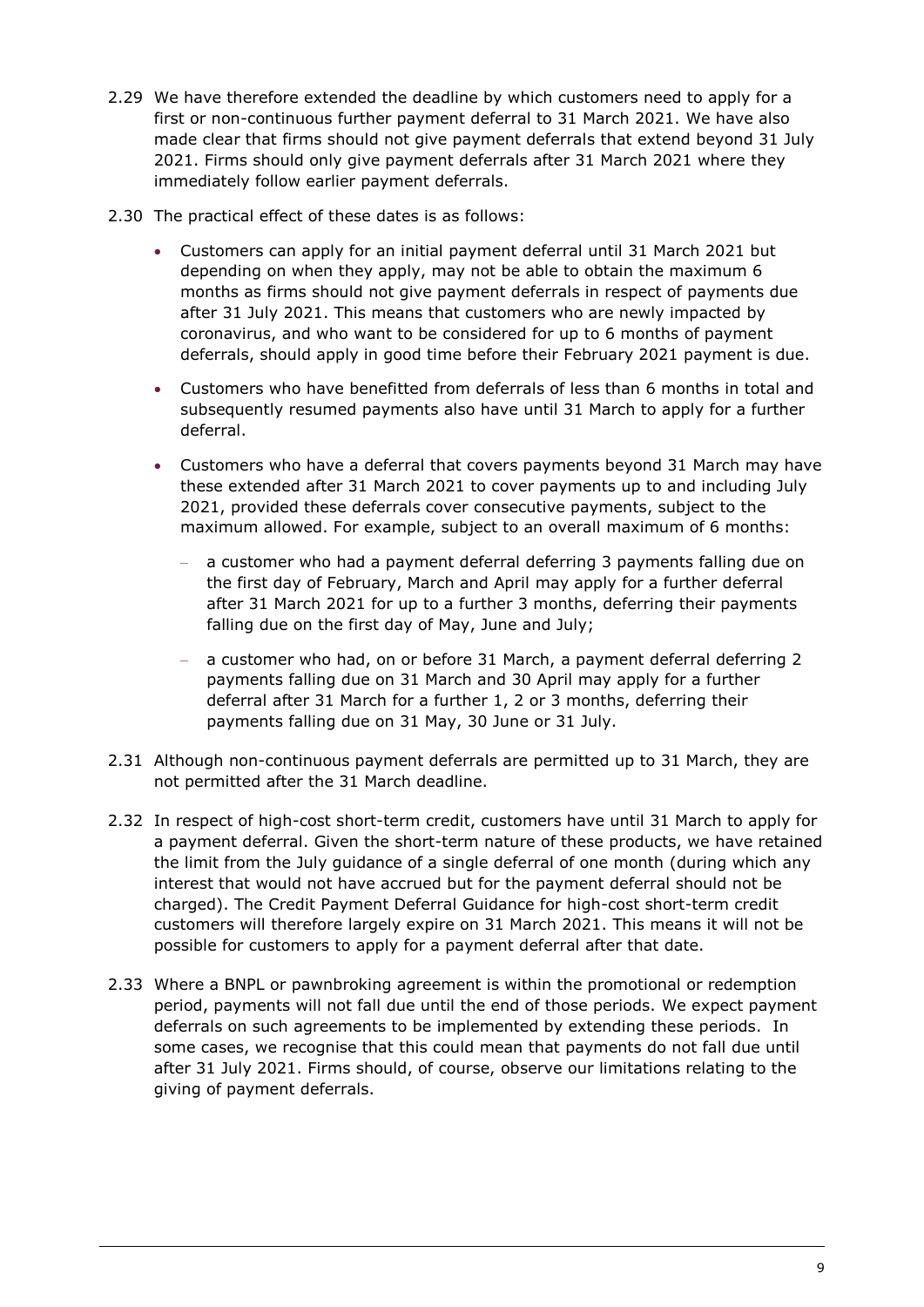2.29 We have therefore extended the deadline by which customers need to apply for a first or non-continuous further payment deferral to 31 March 2021. We have also made clear that firms should not give payment deferrals that extend beyond 31 July 2021. Firms should only give payment deferrals after 31 March 2021 where they immediately follow earlier payment deferrals.

2.30 The practical effect of these dates is as follows:

- Customers can apply for an initial payment deferral until 31 March 2021 but depending on when they apply, may not be able to obtain the maximum 6 months as firms should not give payment deferrals in respect of payments due after 31 July 2021. This means that customers who are newly impacted by coronavirus, and who want to be considered for up to 6 months of payment deferrals, should apply in good time before their February 2021 payment is due.
- Customers who have benefitted from deferrals of less than 6 months in total and subsequently resumed payments also have until 31 March to apply for a further deferral.
- Customers who have a deferral that covers payments beyond 31 March may have these extended after 31 March 2021 to cover payments up to and including July 2021, provided these deferrals cover consecutive payments, subject to the maximum allowed. For example, subject to an overall maximum of 6 months:
  - a customer who had a payment deferral deferring 3 payments falling due on the first day of February, March and April may apply for a further deferral after 31 March 2021 for up to a further 3 months, deferring their payments falling due on the first day of May, June and July;
  - a customer who had, on or before 31 March, a payment deferral deferring 2 payments falling due on 31 March and 30 April may apply for a further deferral after 31 March for a further 1, 2 or 3 months, deferring their payments falling due on 31 May, 30 June or 31 July.

2.31 Although non-continuous payment deferrals are permitted up to 31 March, they are not permitted after the 31 March deadline.

2.32 In respect of high-cost short-term credit, customers have until 31 March to apply for a payment deferral. Given the short-term nature of these products, we have retained the limit from the July guidance of a single deferral of one month (during which any interest that would not have accrued but for the payment deferral should not be charged). The Credit Payment Deferral Guidance for high-cost short-term credit customers will therefore largely expire on 31 March 2021. This means it will not be possible for customers to apply for a payment deferral after that date.

2.33 Where a BNPL or pawnbroking agreement is within the promotional or redemption period, payments will not fall due until the end of those periods. We expect payment deferrals on such agreements to be implemented by extending these periods. In some cases, we recognise that this could mean that payments do not fall due until after 31 July 2021. Firms should, of course, observe our limitations relating to the giving of payment deferrals.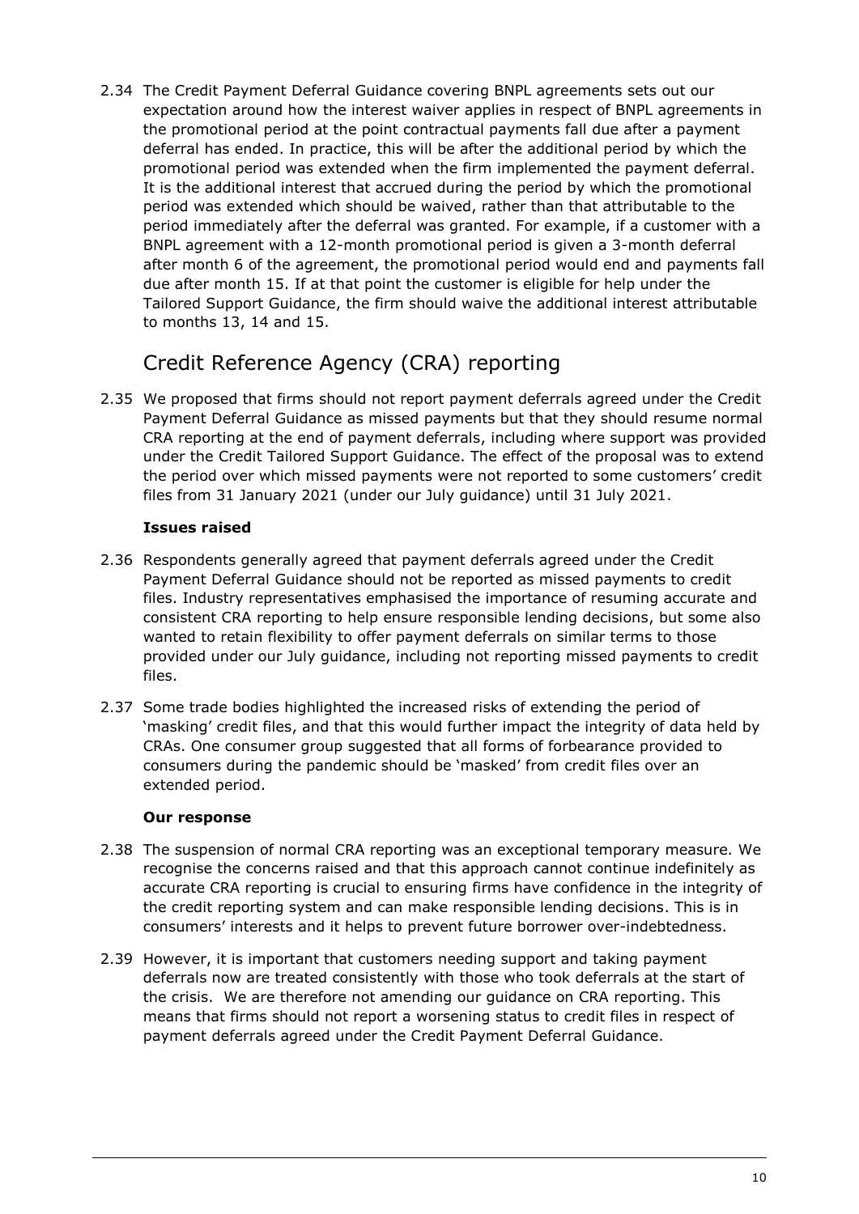2.34 The Credit Payment Deferral Guidance covering BNPL agreements sets out our expectation around how the interest waiver applies in respect of BNPL agreements in the promotional period at the point contractual payments fall due after a payment deferral has ended. In practice, this will be after the additional period by which the promotional period was extended when the firm implemented the payment deferral. It is the additional interest that accrued during the period by which the promotional period was extended which should be waived, rather than that attributable to the period immediately after the deferral was granted. For example, if a customer with a BNPL agreement with a 12-month promotional period is given a 3-month deferral after month 6 of the agreement, the promotional period would end and payments fall due after month 15. If at that point the customer is eligible for help under the Tailored Support Guidance, the firm should waive the additional interest attributable to months 13, 14 and 15.

## Credit Reference Agency (CRA) reporting

2.35 We proposed that firms should not report payment deferrals agreed under the Credit Payment Deferral Guidance as missed payments but that they should resume normal CRA reporting at the end of payment deferrals, including where support was provided under the Credit Tailored Support Guidance. The effect of the proposal was to extend the period over which missed payments were not reported to some customers' credit files from 31 January 2021 (under our July guidance) until 31 July 2021.

**Issues raised**

2.36 Respondents generally agreed that payment deferrals agreed under the Credit Payment Deferral Guidance should not be reported as missed payments to credit files. Industry representatives emphasised the importance of resuming accurate and consistent CRA reporting to help ensure responsible lending decisions, but some also wanted to retain flexibility to offer payment deferrals on similar terms to those provided under our July guidance, including not reporting missed payments to credit files.

2.37 Some trade bodies highlighted the increased risks of extending the period of 'masking' credit files, and that this would further impact the integrity of data held by CRAs. One consumer group suggested that all forms of forbearance provided to consumers during the pandemic should be 'masked' from credit files over an extended period.

**Our response**

2.38 The suspension of normal CRA reporting was an exceptional temporary measure. We recognise the concerns raised and that this approach cannot continue indefinitely as accurate CRA reporting is crucial to ensuring firms have confidence in the integrity of the credit reporting system and can make responsible lending decisions. This is in consumers' interests and it helps to prevent future borrower over-indebtedness.

2.39 However, it is important that customers needing support and taking payment deferrals now are treated consistently with those who took deferrals at the start of the crisis. We are therefore not amending our guidance on CRA reporting. This means that firms should not report a worsening status to credit files in respect of payment deferrals agreed under the Credit Payment Deferral Guidance.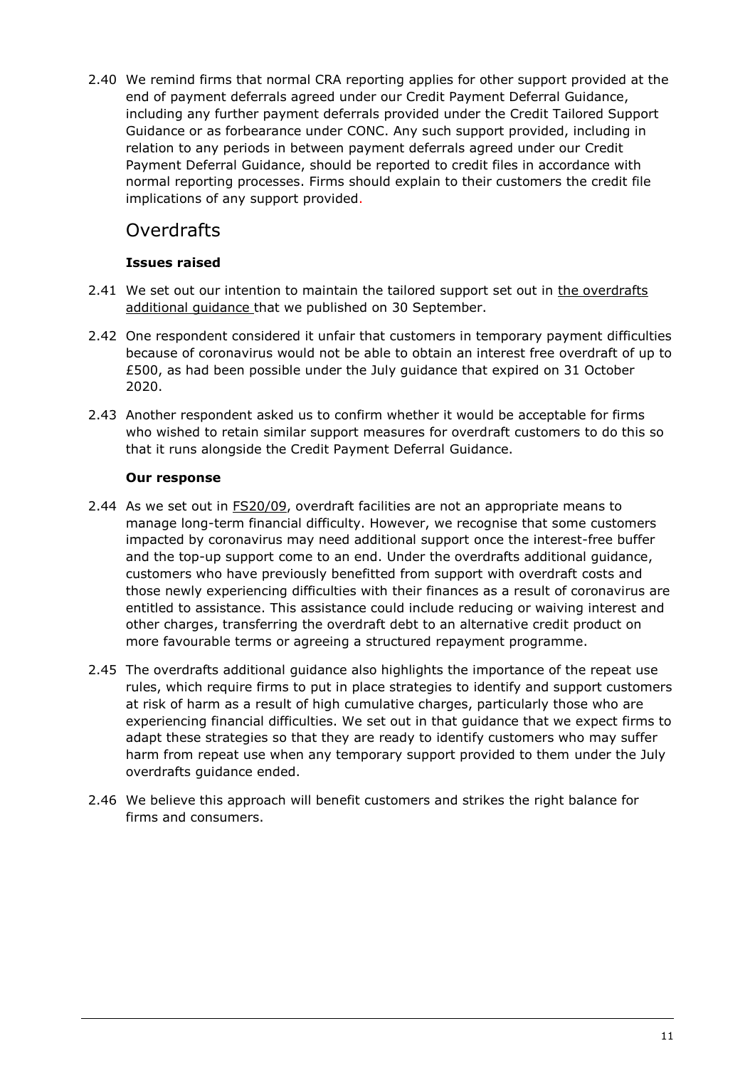2.40 We remind firms that normal CRA reporting applies for other support provided at the end of payment deferrals agreed under our Credit Payment Deferral Guidance, including any further payment deferrals provided under the Credit Tailored Support Guidance or as forbearance under CONC. Any such support provided, including in relation to any periods in between payment deferrals agreed under our Credit Payment Deferral Guidance, should be reported to credit files in accordance with normal reporting processes. Firms should explain to their customers the credit file implications of any support provided.

## Overdrafts

### Issues raised

2.41 We set out our intention to maintain the tailored support set out in the overdrafts additional guidance that we published on 30 September.

2.42 One respondent considered it unfair that customers in temporary payment difficulties because of coronavirus would not be able to obtain an interest free overdraft of up to £500, as had been possible under the July guidance that expired on 31 October 2020.

2.43 Another respondent asked us to confirm whether it would be acceptable for firms who wished to retain similar support measures for overdraft customers to do this so that it runs alongside the Credit Payment Deferral Guidance.

### Our response

2.44 As we set out in FS20/09, overdraft facilities are not an appropriate means to manage long-term financial difficulty. However, we recognise that some customers impacted by coronavirus may need additional support once the interest-free buffer and the top-up support come to an end. Under the overdrafts additional guidance, customers who have previously benefitted from support with overdraft costs and those newly experiencing difficulties with their finances as a result of coronavirus are entitled to assistance. This assistance could include reducing or waiving interest and other charges, transferring the overdraft debt to an alternative credit product on more favourable terms or agreeing a structured repayment programme.

2.45 The overdrafts additional guidance also highlights the importance of the repeat use rules, which require firms to put in place strategies to identify and support customers at risk of harm as a result of high cumulative charges, particularly those who are experiencing financial difficulties. We set out in that guidance that we expect firms to adapt these strategies so that they are ready to identify customers who may suffer harm from repeat use when any temporary support provided to them under the July overdrafts guidance ended.

2.46 We believe this approach will benefit customers and strikes the right balance for firms and consumers.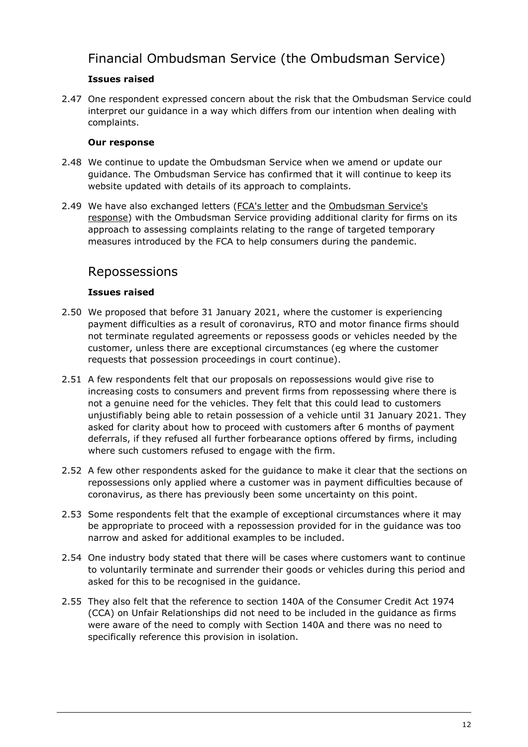## Financial Ombudsman Service (the Ombudsman Service)

**Issues raised**

2.47 One respondent expressed concern about the risk that the Ombudsman Service could interpret our guidance in a way which differs from our intention when dealing with complaints.

**Our response**

2.48 We continue to update the Ombudsman Service when we amend or update our guidance. The Ombudsman Service has confirmed that it will continue to keep its website updated with details of its approach to complaints.

2.49 We have also exchanged letters (FCA's letter and the Ombudsman Service's response) with the Ombudsman Service providing additional clarity for firms on its approach to assessing complaints relating to the range of targeted temporary measures introduced by the FCA to help consumers during the pandemic.

## Repossessions

**Issues raised**

2.50 We proposed that before 31 January 2021, where the customer is experiencing payment difficulties as a result of coronavirus, RTO and motor finance firms should not terminate regulated agreements or repossess goods or vehicles needed by the customer, unless there are exceptional circumstances (eg where the customer requests that possession proceedings in court continue).

2.51 A few respondents felt that our proposals on repossessions would give rise to increasing costs to consumers and prevent firms from repossessing where there is not a genuine need for the vehicles. They felt that this could lead to customers unjustifiably being able to retain possession of a vehicle until 31 January 2021. They asked for clarity about how to proceed with customers after 6 months of payment deferrals, if they refused all further forbearance options offered by firms, including where such customers refused to engage with the firm.

2.52 A few other respondents asked for the guidance to make it clear that the sections on repossessions only applied where a customer was in payment difficulties because of coronavirus, as there has previously been some uncertainty on this point.

2.53 Some respondents felt that the example of exceptional circumstances where it may be appropriate to proceed with a repossession provided for in the guidance was too narrow and asked for additional examples to be included.

2.54 One industry body stated that there will be cases where customers want to continue to voluntarily terminate and surrender their goods or vehicles during this period and asked for this to be recognised in the guidance.

2.55 They also felt that the reference to section 140A of the Consumer Credit Act 1974 (CCA) on Unfair Relationships did not need to be included in the guidance as firms were aware of the need to comply with Section 140A and there was no need to specifically reference this provision in isolation.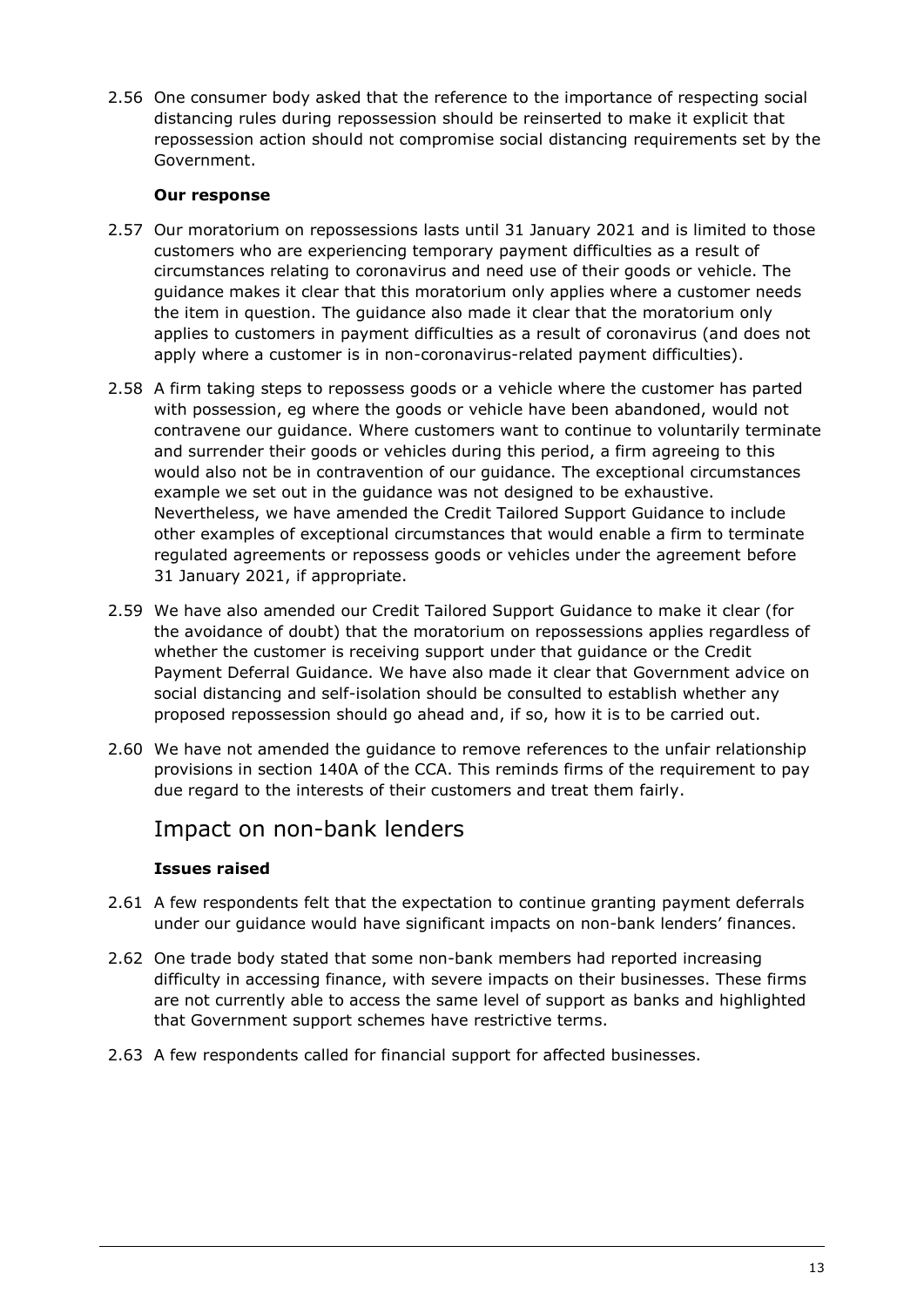2.56 One consumer body asked that the reference to the importance of respecting social distancing rules during repossession should be reinserted to make it explicit that repossession action should not compromise social distancing requirements set by the Government.

**Our response**

2.57 Our moratorium on repossessions lasts until 31 January 2021 and is limited to those customers who are experiencing temporary payment difficulties as a result of circumstances relating to coronavirus and need use of their goods or vehicle. The guidance makes it clear that this moratorium only applies where a customer needs the item in question. The guidance also made it clear that the moratorium only applies to customers in payment difficulties as a result of coronavirus (and does not apply where a customer is in non-coronavirus-related payment difficulties).

2.58 A firm taking steps to repossess goods or a vehicle where the customer has parted with possession, eg where the goods or vehicle have been abandoned, would not contravene our guidance. Where customers want to continue to voluntarily terminate and surrender their goods or vehicles during this period, a firm agreeing to this would also not be in contravention of our guidance. The exceptional circumstances example we set out in the guidance was not designed to be exhaustive. Nevertheless, we have amended the Credit Tailored Support Guidance to include other examples of exceptional circumstances that would enable a firm to terminate regulated agreements or repossess goods or vehicles under the agreement before 31 January 2021, if appropriate.

2.59 We have also amended our Credit Tailored Support Guidance to make it clear (for the avoidance of doubt) that the moratorium on repossessions applies regardless of whether the customer is receiving support under that guidance or the Credit Payment Deferral Guidance. We have also made it clear that Government advice on social distancing and self-isolation should be consulted to establish whether any proposed repossession should go ahead and, if so, how it is to be carried out.

2.60 We have not amended the guidance to remove references to the unfair relationship provisions in section 140A of the CCA. This reminds firms of the requirement to pay due regard to the interests of their customers and treat them fairly.

## Impact on non-bank lenders

**Issues raised**

2.61 A few respondents felt that the expectation to continue granting payment deferrals under our guidance would have significant impacts on non-bank lenders' finances.

2.62 One trade body stated that some non-bank members had reported increasing difficulty in accessing finance, with severe impacts on their businesses. These firms are not currently able to access the same level of support as banks and highlighted that Government support schemes have restrictive terms.

2.63 A few respondents called for financial support for affected businesses.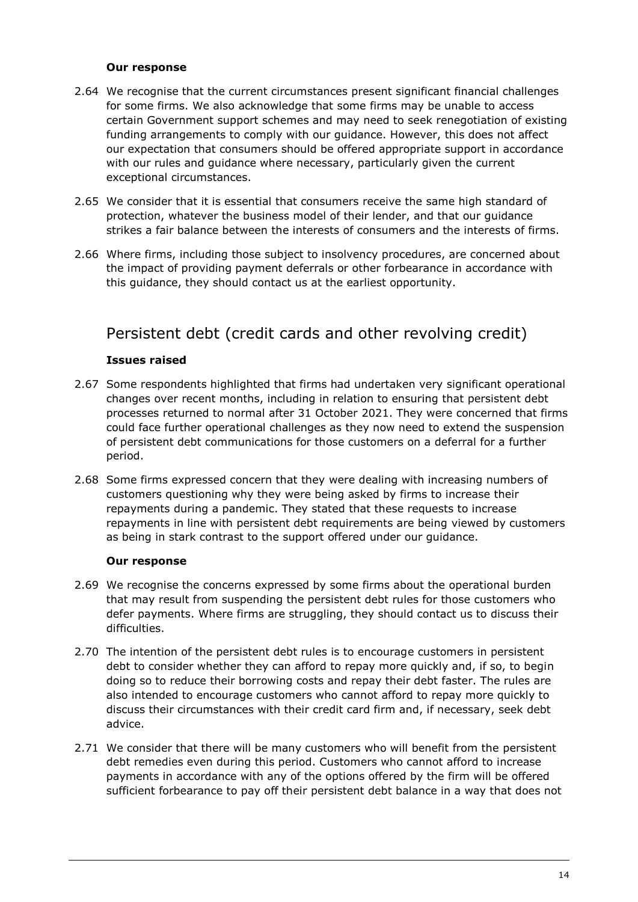**Our response**

2.64 We recognise that the current circumstances present significant financial challenges for some firms. We also acknowledge that some firms may be unable to access certain Government support schemes and may need to seek renegotiation of existing funding arrangements to comply with our guidance. However, this does not affect our expectation that consumers should be offered appropriate support in accordance with our rules and guidance where necessary, particularly given the current exceptional circumstances.

2.65 We consider that it is essential that consumers receive the same high standard of protection, whatever the business model of their lender, and that our guidance strikes a fair balance between the interests of consumers and the interests of firms.

2.66 Where firms, including those subject to insolvency procedures, are concerned about the impact of providing payment deferrals or other forbearance in accordance with this guidance, they should contact us at the earliest opportunity.

## Persistent debt (credit cards and other revolving credit)

**Issues raised**

2.67 Some respondents highlighted that firms had undertaken very significant operational changes over recent months, including in relation to ensuring that persistent debt processes returned to normal after 31 October 2021. They were concerned that firms could face further operational challenges as they now need to extend the suspension of persistent debt communications for those customers on a deferral for a further period.

2.68 Some firms expressed concern that they were dealing with increasing numbers of customers questioning why they were being asked by firms to increase their repayments during a pandemic. They stated that these requests to increase repayments in line with persistent debt requirements are being viewed by customers as being in stark contrast to the support offered under our guidance.

**Our response**

2.69 We recognise the concerns expressed by some firms about the operational burden that may result from suspending the persistent debt rules for those customers who defer payments. Where firms are struggling, they should contact us to discuss their difficulties.

2.70 The intention of the persistent debt rules is to encourage customers in persistent debt to consider whether they can afford to repay more quickly and, if so, to begin doing so to reduce their borrowing costs and repay their debt faster. The rules are also intended to encourage customers who cannot afford to repay more quickly to discuss their circumstances with their credit card firm and, if necessary, seek debt advice.

2.71 We consider that there will be many customers who will benefit from the persistent debt remedies even during this period. Customers who cannot afford to increase payments in accordance with any of the options offered by the firm will be offered sufficient forbearance to pay off their persistent debt balance in a way that does not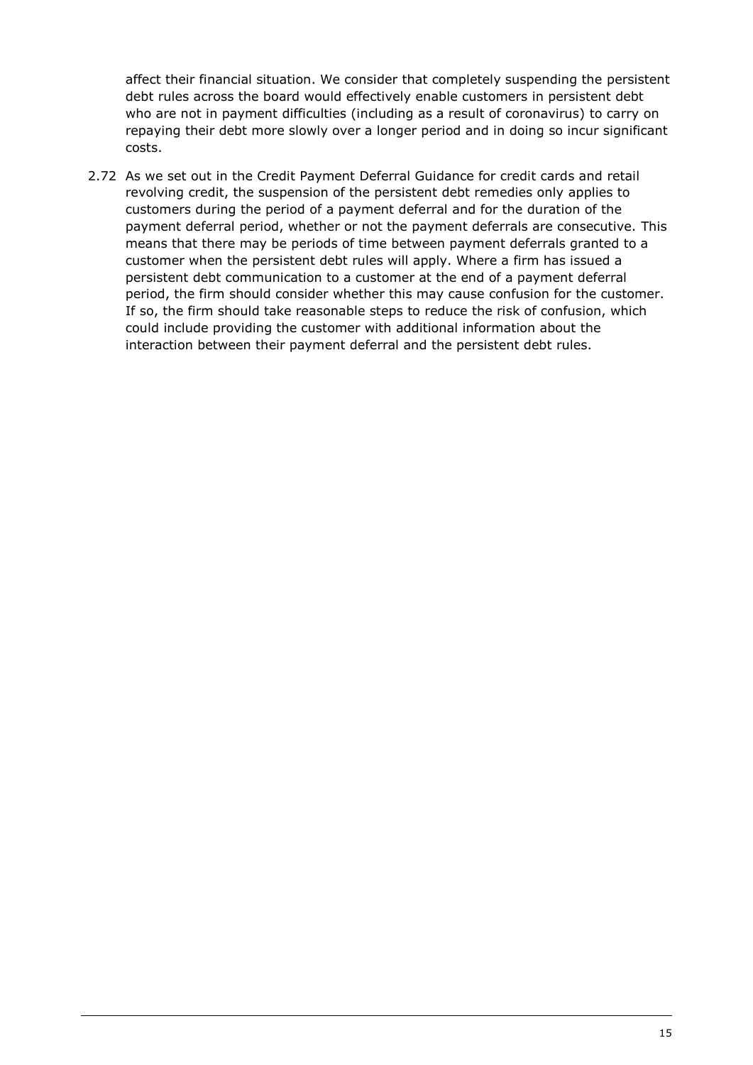affect their financial situation. We consider that completely suspending the persistent debt rules across the board would effectively enable customers in persistent debt who are not in payment difficulties (including as a result of coronavirus) to carry on repaying their debt more slowly over a longer period and in doing so incur significant costs.

2.72 As we set out in the Credit Payment Deferral Guidance for credit cards and retail revolving credit, the suspension of the persistent debt remedies only applies to customers during the period of a payment deferral and for the duration of the payment deferral period, whether or not the payment deferrals are consecutive. This means that there may be periods of time between payment deferrals granted to a customer when the persistent debt rules will apply. Where a firm has issued a persistent debt communication to a customer at the end of a payment deferral period, the firm should consider whether this may cause confusion for the customer. If so, the firm should take reasonable steps to reduce the risk of confusion, which could include providing the customer with additional information about the interaction between their payment deferral and the persistent debt rules.